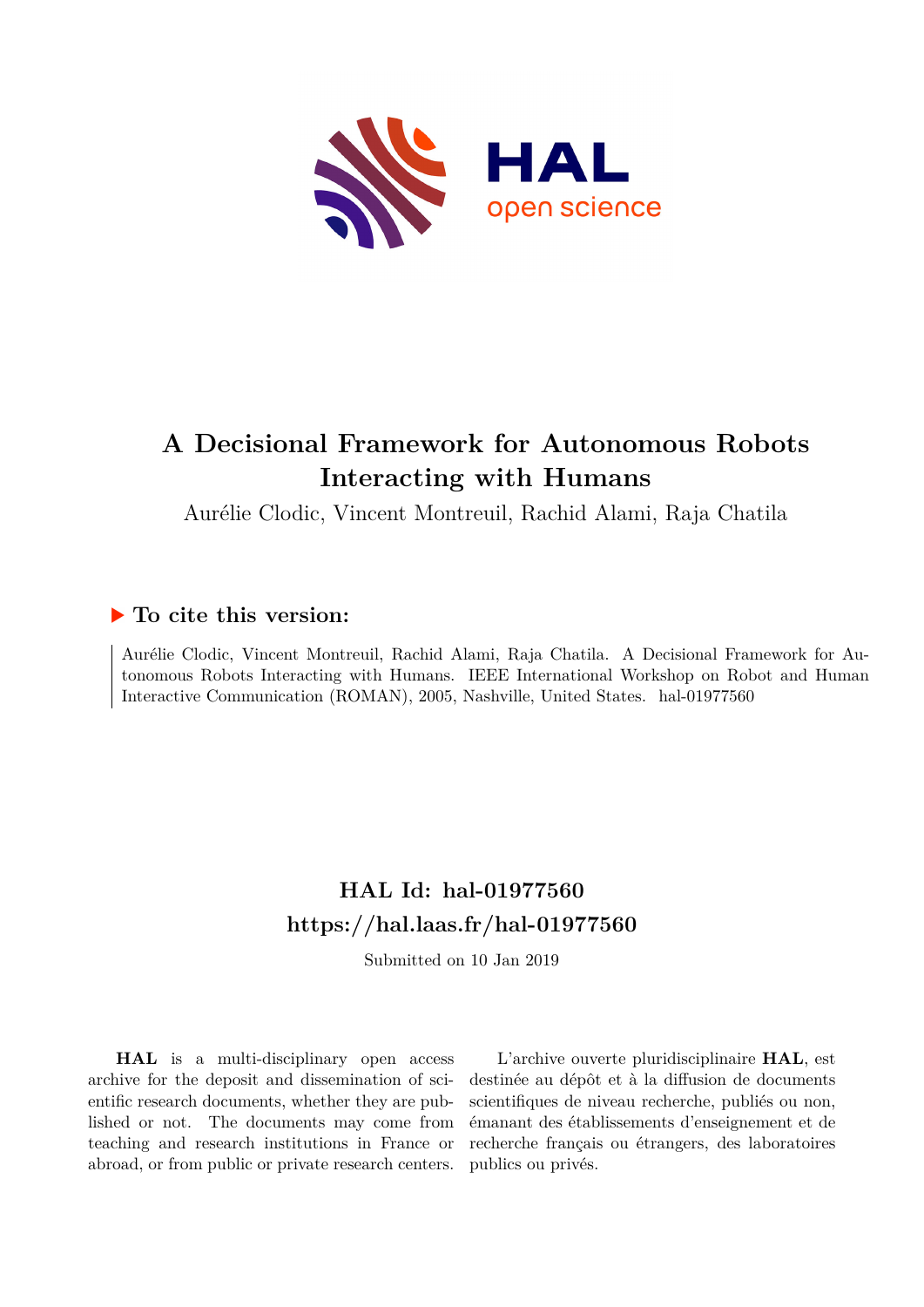# A Decisional Framework for Autonomous Robots Interacting with Humans

Aurélie Clodic, Vincent Montreuil, Rachid Alami, Raja Chatila

### ▶ To cite this version:

Aurélie Clodic, Vincent Montreuil, Rachid Alami, Raja Chatila. A Decisional Framework for Autonomous Robots Interacting with Humans. IEEE International Workshop on Robot and Human Interactive Communication (ROMAN), 2005, Nashville, United States. hal-01977560

## HAL Id: hal-01977560
## https://hal.laas.fr/hal-01977560

Submitted on 10 Jan 2019

**HAL** is a multi-disciplinary open access archive for the deposit and dissemination of scientific research documents, whether they are published or not. The documents may come from teaching and research institutions in France or abroad, or from public or private research centers.

L'archive ouverte pluridisciplinaire **HAL**, est destinée au dépôt et à la diffusion de documents scientifiques de niveau recherche, publiés ou non, émanant des établissements d'enseignement et de recherche français ou étrangers, des laboratoires publics ou privés.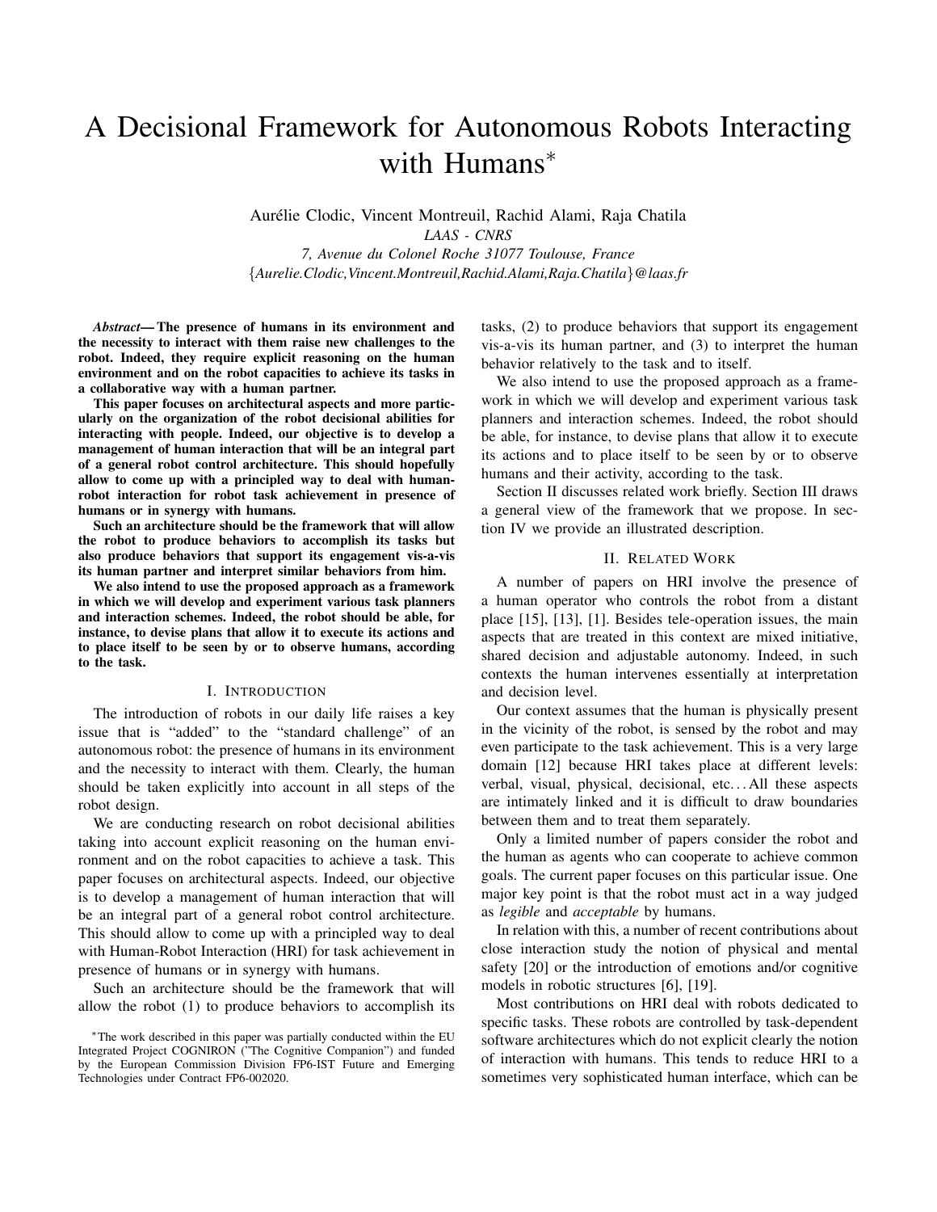# A Decisional Framework for Autonomous Robots Interacting with Humans*

Aurélie Clodic, Vincent Montreuil, Rachid Alami, Raja Chatila
*LAAS - CNRS*
*7, Avenue du Colonel Roche 31077 Toulouse, France*
{*Aurelie.Clodic,Vincent.Montreuil,Rachid.Alami,Raja.Chatila*}*@laas.fr*

***Abstract*— The presence of humans in its environment and the necessity to interact with them raise new challenges to the robot. Indeed, they require explicit reasoning on the human environment and on the robot capacities to achieve its tasks in a collaborative way with a human partner.**

**This paper focuses on architectural aspects and more particularly on the organization of the robot decisional abilities for interacting with people. Indeed, our objective is to develop a management of human interaction that will be an integral part of a general robot control architecture. This should hopefully allow to come up with a principled way to deal with human-robot interaction for robot task achievement in presence of humans or in synergy with humans.**

**Such an architecture should be the framework that will allow the robot to produce behaviors to accomplish its tasks but also produce behaviors that support its engagement vis-a-vis its human partner and interpret similar behaviors from him.**

**We also intend to use the proposed approach as a framework in which we will develop and experiment various task planners and interaction schemes. Indeed, the robot should be able, for instance, to devise plans that allow it to execute its actions and to place itself to be seen by or to observe humans, according to the task.**

## I. Introduction

The introduction of robots in our daily life raises a key issue that is "added" to the "standard challenge" of an autonomous robot: the presence of humans in its environment and the necessity to interact with them. Clearly, the human should be taken explicitly into account in all steps of the robot design.

We are conducting research on robot decisional abilities taking into account explicit reasoning on the human environment and on the robot capacities to achieve a task. This paper focuses on architectural aspects. Indeed, our objective is to develop a management of human interaction that will be an integral part of a general robot control architecture. This should allow to come up with a principled way to deal with Human-Robot Interaction (HRI) for task achievement in presence of humans or in synergy with humans.

Such an architecture should be the framework that will allow the robot (1) to produce behaviors to accomplish its tasks, (2) to produce behaviors that support its engagement vis-a-vis its human partner, and (3) to interpret the human behavior relatively to the task and to itself.

We also intend to use the proposed approach as a framework in which we will develop and experiment various task planners and interaction schemes. Indeed, the robot should be able, for instance, to devise plans that allow it to execute its actions and to place itself to be seen by or to observe humans and their activity, according to the task.

Section II discusses related work briefly. Section III draws a general view of the framework that we propose. In section IV we provide an illustrated description.

## II. Related Work

A number of papers on HRI involve the presence of a human operator who controls the robot from a distant place [15], [13], [1]. Besides tele-operation issues, the main aspects that are treated in this context are mixed initiative, shared decision and adjustable autonomy. Indeed, in such contexts the human intervenes essentially at interpretation and decision level.

Our context assumes that the human is physically present in the vicinity of the robot, is sensed by the robot and may even participate to the task achievement. This is a very large domain [12] because HRI takes place at different levels: verbal, visual, physical, decisional, etc… All these aspects are intimately linked and it is difficult to draw boundaries between them and to treat them separately.

Only a limited number of papers consider the robot and the human as agents who can cooperate to achieve common goals. The current paper focuses on this particular issue. One major key point is that the robot must act in a way judged as *legible* and *acceptable* by humans.

In relation with this, a number of recent contributions about close interaction study the notion of physical and mental safety [20] or the introduction of emotions and/or cognitive models in robotic structures [6], [19].

Most contributions on HRI deal with robots dedicated to specific tasks. These robots are controlled by task-dependent software architectures which do not explicit clearly the notion of interaction with humans. This tends to reduce HRI to a sometimes very sophisticated human interface, which can be

*The work described in this paper was partially conducted within the EU Integrated Project COGNIRON ("The Cognitive Companion") and funded by the European Commission Division FP6-IST Future and Emerging Technologies under Contract FP6-002020.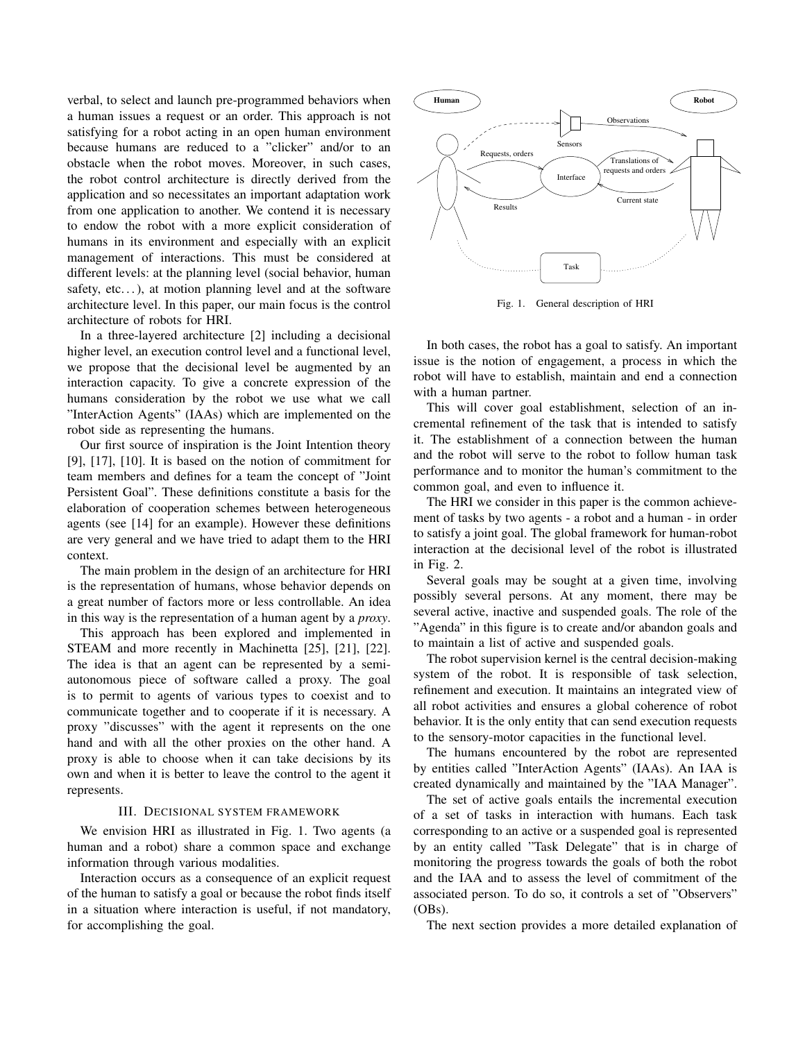verbal, to select and launch pre-programmed behaviors when a human issues a request or an order. This approach is not satisfying for a robot acting in an open human environment because humans are reduced to a "clicker" and/or to an obstacle when the robot moves. Moreover, in such cases, the robot control architecture is directly derived from the application and so necessitates an important adaptation work from one application to another. We contend it is necessary to endow the robot with a more explicit consideration of humans in its environment and especially with an explicit management of interactions. This must be considered at different levels: at the planning level (social behavior, human safety, etc. . . ), at motion planning level and at the software architecture level. In this paper, our main focus is the control architecture of robots for HRI.

In a three-layered architecture [2] including a decisional higher level, an execution control level and a functional level, we propose that the decisional level be augmented by an interaction capacity. To give a concrete expression of the humans consideration by the robot we use what we call "InterAction Agents" (IAAs) which are implemented on the robot side as representing the humans.

Our first source of inspiration is the Joint Intention theory [9], [17], [10]. It is based on the notion of commitment for team members and defines for a team the concept of "Joint Persistent Goal". These definitions constitute a basis for the elaboration of cooperation schemes between heterogeneous agents (see [14] for an example). However these definitions are very general and we have tried to adapt them to the HRI context.

The main problem in the design of an architecture for HRI is the representation of humans, whose behavior depends on a great number of factors more or less controllable. An idea in this way is the representation of a human agent by a *proxy*.

This approach has been explored and implemented in STEAM and more recently in Machinetta [25], [21], [22]. The idea is that an agent can be represented by a semi-autonomous piece of software called a proxy. The goal is to permit to agents of various types to coexist and to communicate together and to cooperate if it is necessary. A proxy "discusses" with the agent it represents on the one hand and with all the other proxies on the other hand. A proxy is able to choose when it can take decisions by its own and when it is better to leave the control to the agent it represents.

## III. Decisional system framework

We envision HRI as illustrated in Fig. 1. Two agents (a human and a robot) share a common space and exchange information through various modalities.

Interaction occurs as a consequence of an explicit request of the human to satisfy a goal or because the robot finds itself in a situation where interaction is useful, if not mandatory, for accomplishing the goal.

Human

Robot

Sensors

Observations

Requests, orders

Interface

Translations of requests and orders

Results

Current state

Task

Fig. 1. General description of HRI

In both cases, the robot has a goal to satisfy. An important issue is the notion of engagement, a process in which the robot will have to establish, maintain and end a connection with a human partner.

This will cover goal establishment, selection of an incremental refinement of the task that is intended to satisfy it. The establishment of a connection between the human and the robot will serve to the robot to follow human task performance and to monitor the human's commitment to the common goal, and even to influence it.

The HRI we consider in this paper is the common achievement of tasks by two agents - a robot and a human - in order to satisfy a joint goal. The global framework for human-robot interaction at the decisional level of the robot is illustrated in Fig. 2.

Several goals may be sought at a given time, involving possibly several persons. At any moment, there may be several active, inactive and suspended goals. The role of the "Agenda" in this figure is to create and/or abandon goals and to maintain a list of active and suspended goals.

The robot supervision kernel is the central decision-making system of the robot. It is responsible of task selection, refinement and execution. It maintains an integrated view of all robot activities and ensures a global coherence of robot behavior. It is the only entity that can send execution requests to the sensory-motor capacities in the functional level.

The humans encountered by the robot are represented by entities called "InterAction Agents" (IAAs). An IAA is created dynamically and maintained by the "IAA Manager".

The set of active goals entails the incremental execution of a set of tasks in interaction with humans. Each task corresponding to an active or a suspended goal is represented by an entity called "Task Delegate" that is in charge of monitoring the progress towards the goals of both the robot and the IAA and to assess the level of commitment of the associated person. To do so, it controls a set of "Observers" (OBs).

The next section provides a more detailed explanation of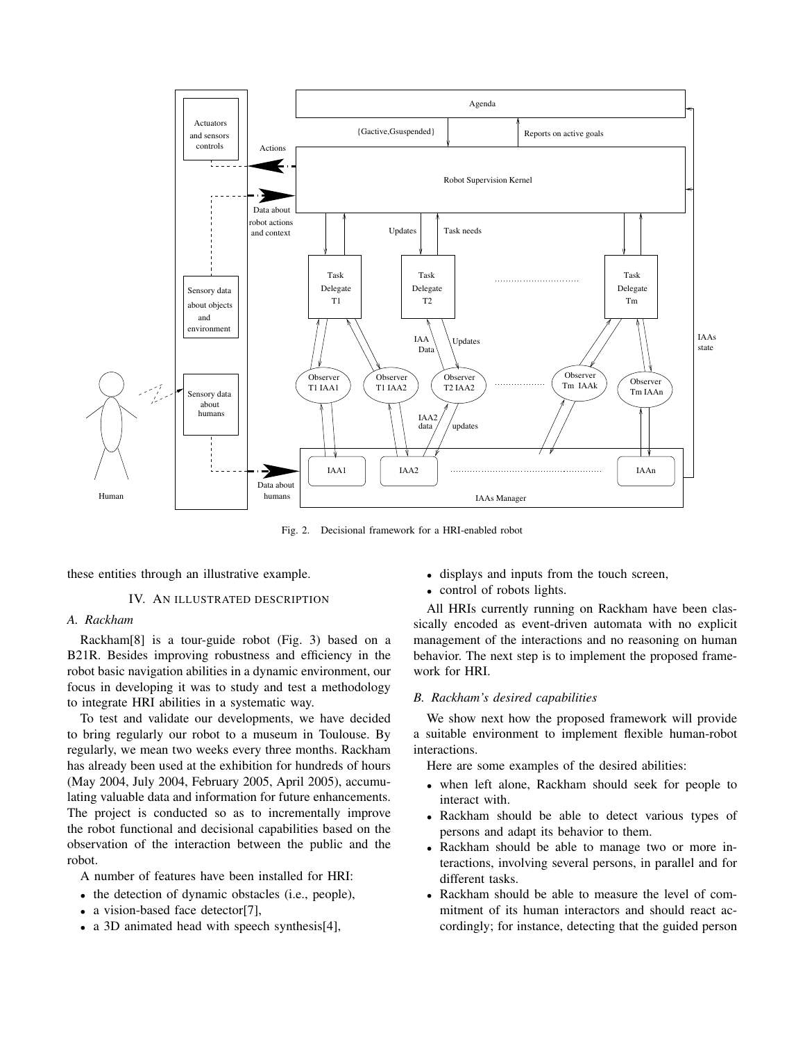Fig. 2. Decisional framework for a HRI-enabled robot

these entities through an illustrative example.

## IV. An illustrated description

### A. Rackham

Rackham[8] is a tour-guide robot (Fig. 3) based on a B21R. Besides improving robustness and efficiency in the robot basic navigation abilities in a dynamic environment, our focus in developing it was to study and test a methodology to integrate HRI abilities in a systematic way.

To test and validate our developments, we have decided to bring regularly our robot to a museum in Toulouse. By regularly, we mean two weeks every three months. Rackham has already been used at the exhibition for hundreds of hours (May 2004, July 2004, February 2005, April 2005), accumulating valuable data and information for future enhancements. The project is conducted so as to incrementally improve the robot functional and decisional capabilities based on the observation of the interaction between the public and the robot.

A number of features have been installed for HRI:

- the detection of dynamic obstacles (i.e., people),
- a vision-based face detector[7],
- a 3D animated head with speech synthesis[4],
- displays and inputs from the touch screen,
- control of robots lights.

All HRIs currently running on Rackham have been classically encoded as event-driven automata with no explicit management of the interactions and no reasoning on human behavior. The next step is to implement the proposed framework for HRI.

### B. Rackham's desired capabilities

We show next how the proposed framework will provide a suitable environment to implement flexible human-robot interactions.

Here are some examples of the desired abilities:

- when left alone, Rackham should seek for people to interact with.
- Rackham should be able to detect various types of persons and adapt its behavior to them.
- Rackham should be able to manage two or more interactions, involving several persons, in parallel and for different tasks.
- Rackham should be able to measure the level of commitment of its human interactors and should react accordingly; for instance, detecting that the guided person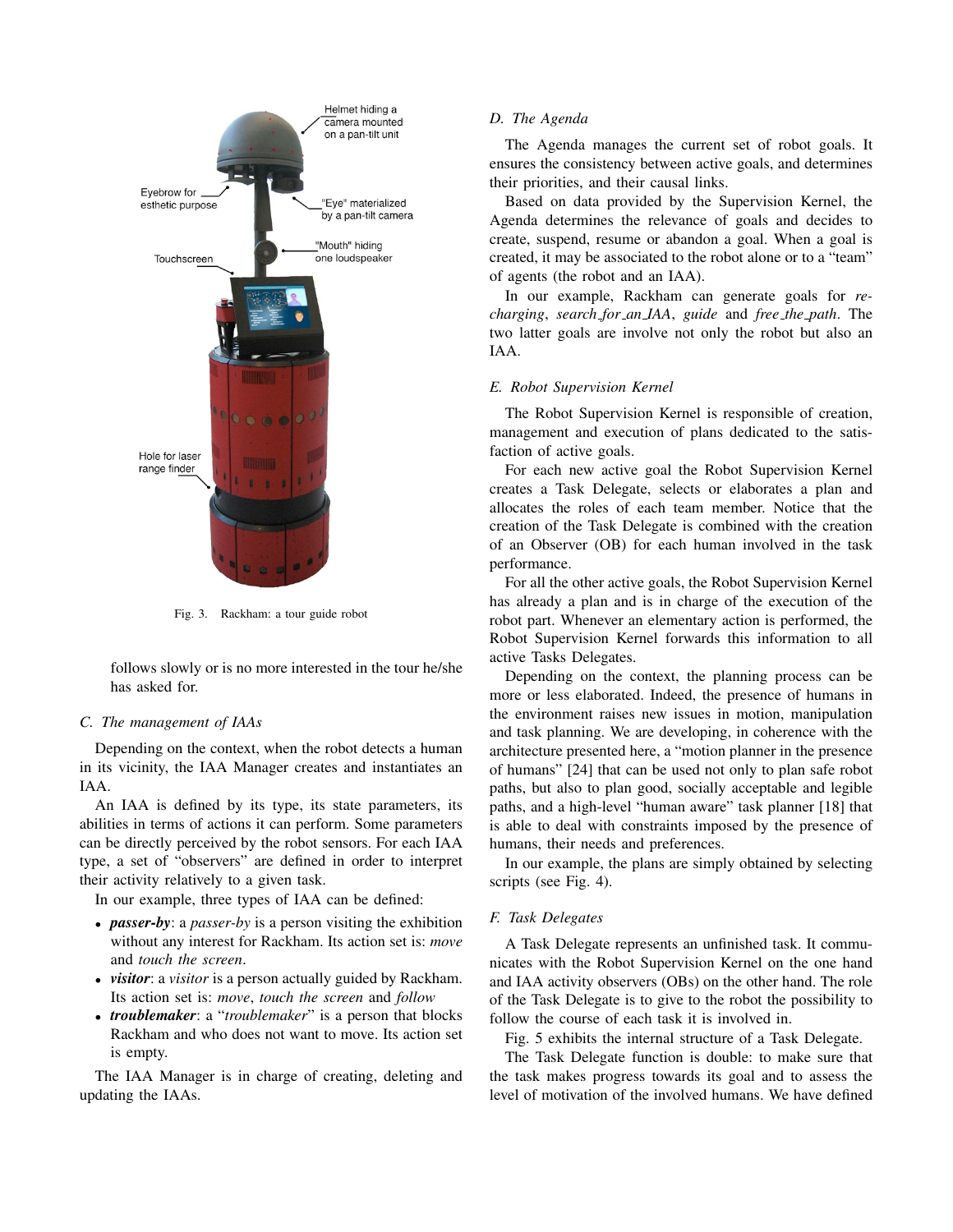Fig. 3. Rackham: a tour guide robot

follows slowly or is no more interested in the tour he/she has asked for.

### C. The management of IAAs

Depending on the context, when the robot detects a human in its vicinity, the IAA Manager creates and instantiates an IAA.

An IAA is defined by its type, its state parameters, its abilities in terms of actions it can perform. Some parameters can be directly perceived by the robot sensors. For each IAA type, a set of "observers" are defined in order to interpret their activity relatively to a given task.

In our example, three types of IAA can be defined:

- ***passer-by***: a *passer-by* is a person visiting the exhibition without any interest for Rackham. Its action set is: *move* and *touch the screen*.
- ***visitor***: a *visitor* is a person actually guided by Rackham. Its action set is: *move*, *touch the screen* and *follow*
- ***troublemaker***: a "*troublemaker*" is a person that blocks Rackham and who does not want to move. Its action set is empty.

The IAA Manager is in charge of creating, deleting and updating the IAAs.

### D. The Agenda

The Agenda manages the current set of robot goals. It ensures the consistency between active goals, and determines their priorities, and their causal links.

Based on data provided by the Supervision Kernel, the Agenda determines the relevance of goals and decides to create, suspend, resume or abandon a goal. When a goal is created, it may be associated to the robot alone or to a "team" of agents (the robot and an IAA).

In our example, Rackham can generate goals for *recharging*, *search_for_an_IAA*, *guide* and *free_the_path*. The two latter goals are involve not only the robot but also an IAA.

### E. Robot Supervision Kernel

The Robot Supervision Kernel is responsible of creation, management and execution of plans dedicated to the satisfaction of active goals.

For each new active goal the Robot Supervision Kernel creates a Task Delegate, selects or elaborates a plan and allocates the roles of each team member. Notice that the creation of the Task Delegate is combined with the creation of an Observer (OB) for each human involved in the task performance.

For all the other active goals, the Robot Supervision Kernel has already a plan and is in charge of the execution of the robot part. Whenever an elementary action is performed, the Robot Supervision Kernel forwards this information to all active Tasks Delegates.

Depending on the context, the planning process can be more or less elaborated. Indeed, the presence of humans in the environment raises new issues in motion, manipulation and task planning. We are developing, in coherence with the architecture presented here, a "motion planner in the presence of humans" [24] that can be used not only to plan safe robot paths, but also to plan good, socially acceptable and legible paths, and a high-level "human aware" task planner [18] that is able to deal with constraints imposed by the presence of humans, their needs and preferences.

In our example, the plans are simply obtained by selecting scripts (see Fig. 4).

### F. Task Delegates

A Task Delegate represents an unfinished task. It communicates with the Robot Supervision Kernel on the one hand and IAA activity observers (OBs) on the other hand. The role of the Task Delegate is to give to the robot the possibility to follow the course of each task it is involved in.

Fig. 5 exhibits the internal structure of a Task Delegate.

The Task Delegate function is double: to make sure that the task makes progress towards its goal and to assess the level of motivation of the involved humans. We have defined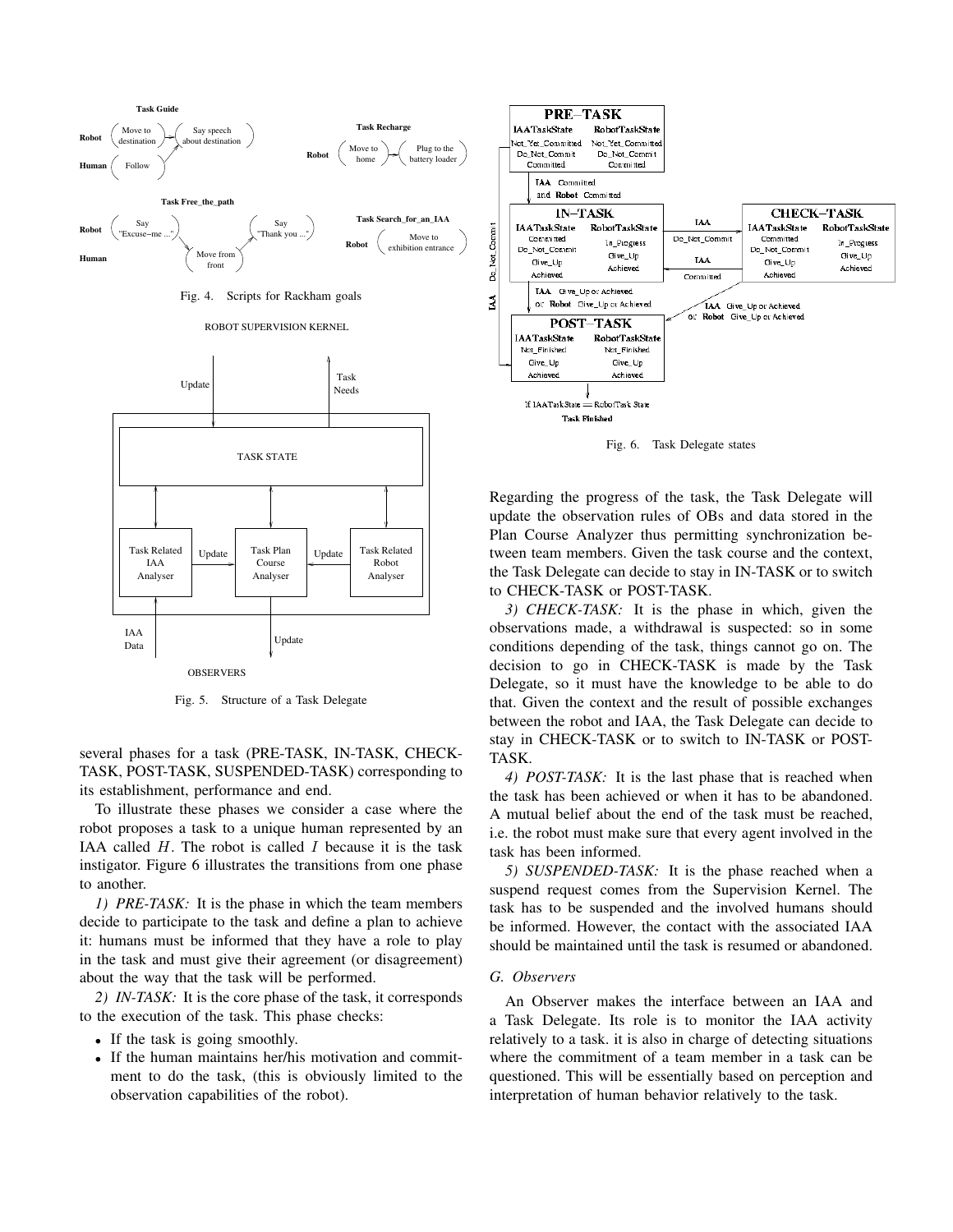Fig. 4. Scripts for Rackham goals

Fig. 5. Structure of a Task Delegate

several phases for a task (PRE-TASK, IN-TASK, CHECK-TASK, POST-TASK, SUSPENDED-TASK) corresponding to its establishment, performance and end.

To illustrate these phases we consider a case where the robot proposes a task to a unique human represented by an IAA called $H$. The robot is called $I$ because it is the task instigator. Figure 6 illustrates the transitions from one phase to another.

*1) PRE-TASK:* It is the phase in which the team members decide to participate to the task and define a plan to achieve it: humans must be informed that they have a role to play in the task and must give their agreement (or disagreement) about the way that the task will be performed.

*2) IN-TASK:* It is the core phase of the task, it corresponds to the execution of the task. This phase checks:

- If the task is going smoothly.
- If the human maintains her/his motivation and commitment to do the task, (this is obviously limited to the observation capabilities of the robot).

Fig. 6. Task Delegate states

Regarding the progress of the task, the Task Delegate will update the observation rules of OBs and data stored in the Plan Course Analyzer thus permitting synchronization between team members. Given the task course and the context, the Task Delegate can decide to stay in IN-TASK or to switch to CHECK-TASK or POST-TASK.

*3) CHECK-TASK:* It is the phase in which, given the observations made, a withdrawal is suspected: so in some conditions depending of the task, things cannot go on. The decision to go in CHECK-TASK is made by the Task Delegate, so it must have the knowledge to be able to do that. Given the context and the result of possible exchanges between the robot and IAA, the Task Delegate can decide to stay in CHECK-TASK or to switch to IN-TASK or POST-TASK.

*4) POST-TASK:* It is the last phase that is reached when the task has been achieved or when it has to be abandoned. A mutual belief about the end of the task must be reached, i.e. the robot must make sure that every agent involved in the task has been informed.

*5) SUSPENDED-TASK:* It is the phase reached when a suspend request comes from the Supervision Kernel. The task has to be suspended and the involved humans should be informed. However, the contact with the associated IAA should be maintained until the task is resumed or abandoned.

### *G. Observers*

An Observer makes the interface between an IAA and a Task Delegate. Its role is to monitor the IAA activity relatively to a task. it is also in charge of detecting situations where the commitment of a team member in a task can be questioned. This will be essentially based on perception and interpretation of human behavior relatively to the task.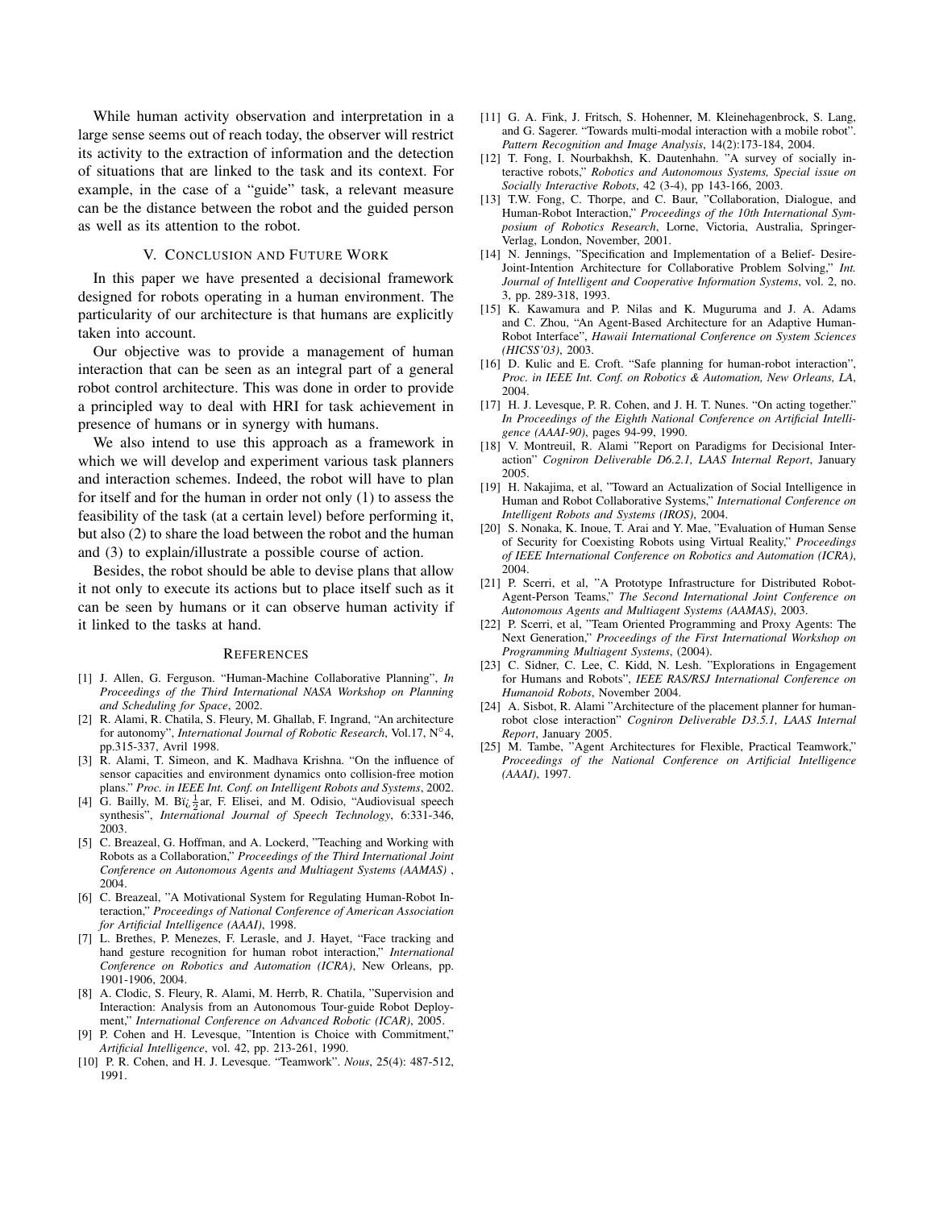While human activity observation and interpretation in a large sense seems out of reach today, the observer will restrict its activity to the extraction of information and the detection of situations that are linked to the task and its context. For example, in the case of a "guide" task, a relevant measure can be the distance between the robot and the guided person as well as its attention to the robot.

## V. Conclusion and Future Work

In this paper we have presented a decisional framework designed for robots operating in a human environment. The particularity of our architecture is that humans are explicitly taken into account.

Our objective was to provide a management of human interaction that can be seen as an integral part of a general robot control architecture. This was done in order to provide a principled way to deal with HRI for task achievement in presence of humans or in synergy with humans.

We also intend to use this approach as a framework in which we will develop and experiment various task planners and interaction schemes. Indeed, the robot will have to plan for itself and for the human in order not only (1) to assess the feasibility of the task (at a certain level) before performing it, but also (2) to share the load between the robot and the human and (3) to explain/illustrate a possible course of action.

Besides, the robot should be able to devise plans that allow it not only to execute its actions but to place itself such as it can be seen by humans or it can observe human activity if it linked to the tasks at hand.

## References

[1] J. Allen, G. Ferguson. "Human-Machine Collaborative Planning", *In Proceedings of the Third International NASA Workshop on Planning and Scheduling for Space*, 2002.

[2] R. Alami, R. Chatila, S. Fleury, M. Ghallab, F. Ingrand, "An architecture for autonomy", *International Journal of Robotic Research*, Vol.17, N°4, pp.315-337, Avril 1998.

[3] R. Alami, T. Simeon, and K. Madhava Krishna. "On the influence of sensor capacities and environment dynamics onto collision-free motion plans." *Proc. in IEEE Int. Conf. on Intelligent Robots and Systems*, 2002.

[4] G. Bailly, M. Bï¿½ar, F. Elisei, and M. Odisio, "Audiovisual speech synthesis", *International Journal of Speech Technology*, 6:331-346, 2003.

[5] C. Breazeal, G. Hoffman, and A. Lockerd, "Teaching and Working with Robots as a Collaboration," *Proceedings of the Third International Joint Conference on Autonomous Agents and Multiagent Systems (AAMAS)* , 2004.

[6] C. Breazeal, "A Motivational System for Regulating Human-Robot Interaction," *Proceedings of National Conference of American Association for Artificial Intelligence (AAAI)*, 1998.

[7] L. Brethes, P. Menezes, F. Lerasle, and J. Hayet, "Face tracking and hand gesture recognition for human robot interaction," *International Conference on Robotics and Automation (ICRA)*, New Orleans, pp. 1901-1906, 2004.

[8] A. Clodic, S. Fleury, R. Alami, M. Herrb, R. Chatila, "Supervision and Interaction: Analysis from an Autonomous Tour-guide Robot Deployment," *International Conference on Advanced Robotic (ICAR)*, 2005.

[9] P. Cohen and H. Levesque, "Intention is Choice with Commitment," *Artificial Intelligence*, vol. 42, pp. 213-261, 1990.

[10] P. R. Cohen, and H. J. Levesque. "Teamwork". *Nous*, 25(4): 487-512, 1991.

[11] G. A. Fink, J. Fritsch, S. Hohenner, M. Kleinehagenbrock, S. Lang, and G. Sagerer. "Towards multi-modal interaction with a mobile robot". *Pattern Recognition and Image Analysis*, 14(2):173-184, 2004.

[12] T. Fong, I. Nourbakhsh, K. Dautenhahn. "A survey of socially interactive robots," *Robotics and Autonomous Systems, Special issue on Socially Interactive Robots*, 42 (3-4), pp 143-166, 2003.

[13] T.W. Fong, C. Thorpe, and C. Baur, "Collaboration, Dialogue, and Human-Robot Interaction," *Proceedings of the 10th International Symposium of Robotics Research*, Lorne, Victoria, Australia, Springer-Verlag, London, November, 2001.

[14] N. Jennings, "Specification and Implementation of a Belief- Desire-Joint-Intention Architecture for Collaborative Problem Solving," *Int. Journal of Intelligent and Cooperative Information Systems*, vol. 2, no. 3, pp. 289-318, 1993.

[15] K. Kawamura and P. Nilas and K. Muguruma and J. A. Adams and C. Zhou, "An Agent-Based Architecture for an Adaptive Human-Robot Interface", *Hawaii International Conference on System Sciences (HICSS'03)*, 2003.

[16] D. Kulic and E. Croft. "Safe planning for human-robot interaction", *Proc. in IEEE Int. Conf. on Robotics & Automation, New Orleans, LA*, 2004.

[17] H. J. Levesque, P. R. Cohen, and J. H. T. Nunes. "On acting together." *In Proceedings of the Eighth National Conference on Artificial Intelligence (AAAI-90)*, pages 94-99, 1990.

[18] V. Montreuil, R. Alami "Report on Paradigms for Decisional Interaction" *Cogniron Deliverable D6.2.1, LAAS Internal Report*, January 2005.

[19] H. Nakajima, et al, "Toward an Actualization of Social Intelligence in Human and Robot Collaborative Systems," *International Conference on Intelligent Robots and Systems (IROS)*, 2004.

[20] S. Nonaka, K. Inoue, T. Arai and Y. Mae, "Evaluation of Human Sense of Security for Coexisting Robots using Virtual Reality," *Proceedings of IEEE International Conference on Robotics and Automation (ICRA)*, 2004.

[21] P. Scerri, et al, "A Prototype Infrastructure for Distributed Robot-Agent-Person Teams," *The Second International Joint Conference on Autonomous Agents and Multiagent Systems (AAMAS)*, 2003.

[22] P. Scerri, et al, "Team Oriented Programming and Proxy Agents: The Next Generation," *Proceedings of the First International Workshop on Programming Multiagent Systems*, (2004).

[23] C. Sidner, C. Lee, C. Kidd, N. Lesh. "Explorations in Engagement for Humans and Robots", *IEEE RAS/RSJ International Conference on Humanoid Robots*, November 2004.

[24] A. Sisbot, R. Alami "Architecture of the placement planner for human-robot close interaction" *Cogniron Deliverable D3.5.1, LAAS Internal Report*, January 2005.

[25] M. Tambe, "Agent Architectures for Flexible, Practical Teamwork," *Proceedings of the National Conference on Artificial Intelligence (AAAI)*, 1997.